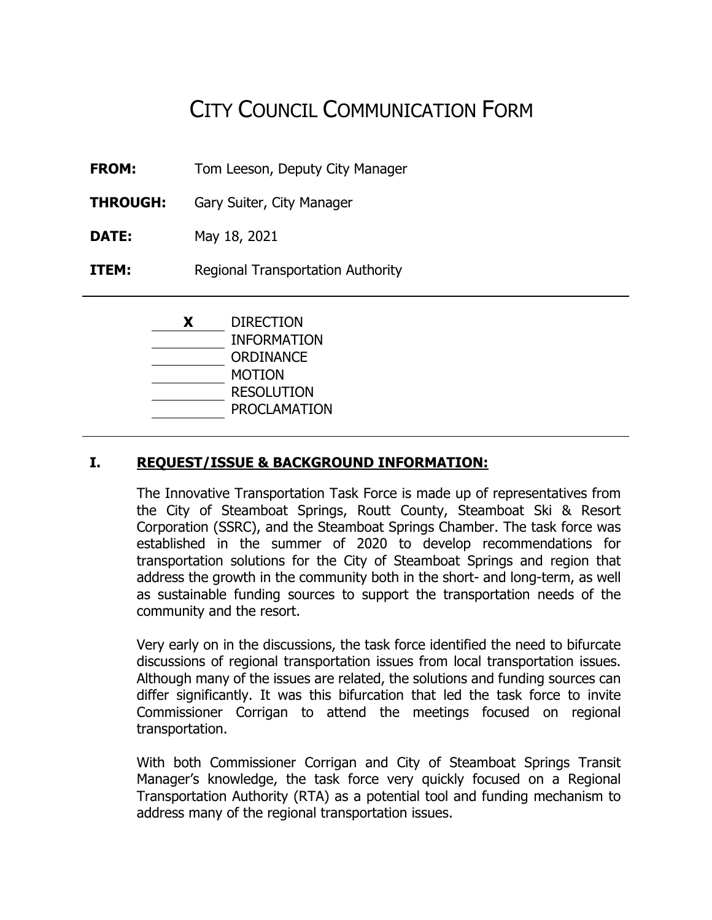# CITY COUNCIL COMMUNICATION FORM

**FROM:** Tom Leeson, Deputy City Manager

**THROUGH:** Gary Suiter, City Manager

**DATE:** May 18, 2021

**ITEM:** Regional Transportation Authority

---

| | |
|---|---|
| **X** | DIRECTION |
| | INFORMATION |
| | ORDINANCE |
| | MOTION |
| | RESOLUTION |
| | PROCLAMATION |

---

## I. REQUEST/ISSUE & BACKGROUND INFORMATION:

The Innovative Transportation Task Force is made up of representatives from the City of Steamboat Springs, Routt County, Steamboat Ski & Resort Corporation (SSRC), and the Steamboat Springs Chamber. The task force was established in the summer of 2020 to develop recommendations for transportation solutions for the City of Steamboat Springs and region that address the growth in the community both in the short- and long-term, as well as sustainable funding sources to support the transportation needs of the community and the resort.

Very early on in the discussions, the task force identified the need to bifurcate discussions of regional transportation issues from local transportation issues. Although many of the issues are related, the solutions and funding sources can differ significantly. It was this bifurcation that led the task force to invite Commissioner Corrigan to attend the meetings focused on regional transportation.

With both Commissioner Corrigan and City of Steamboat Springs Transit Manager's knowledge, the task force very quickly focused on a Regional Transportation Authority (RTA) as a potential tool and funding mechanism to address many of the regional transportation issues.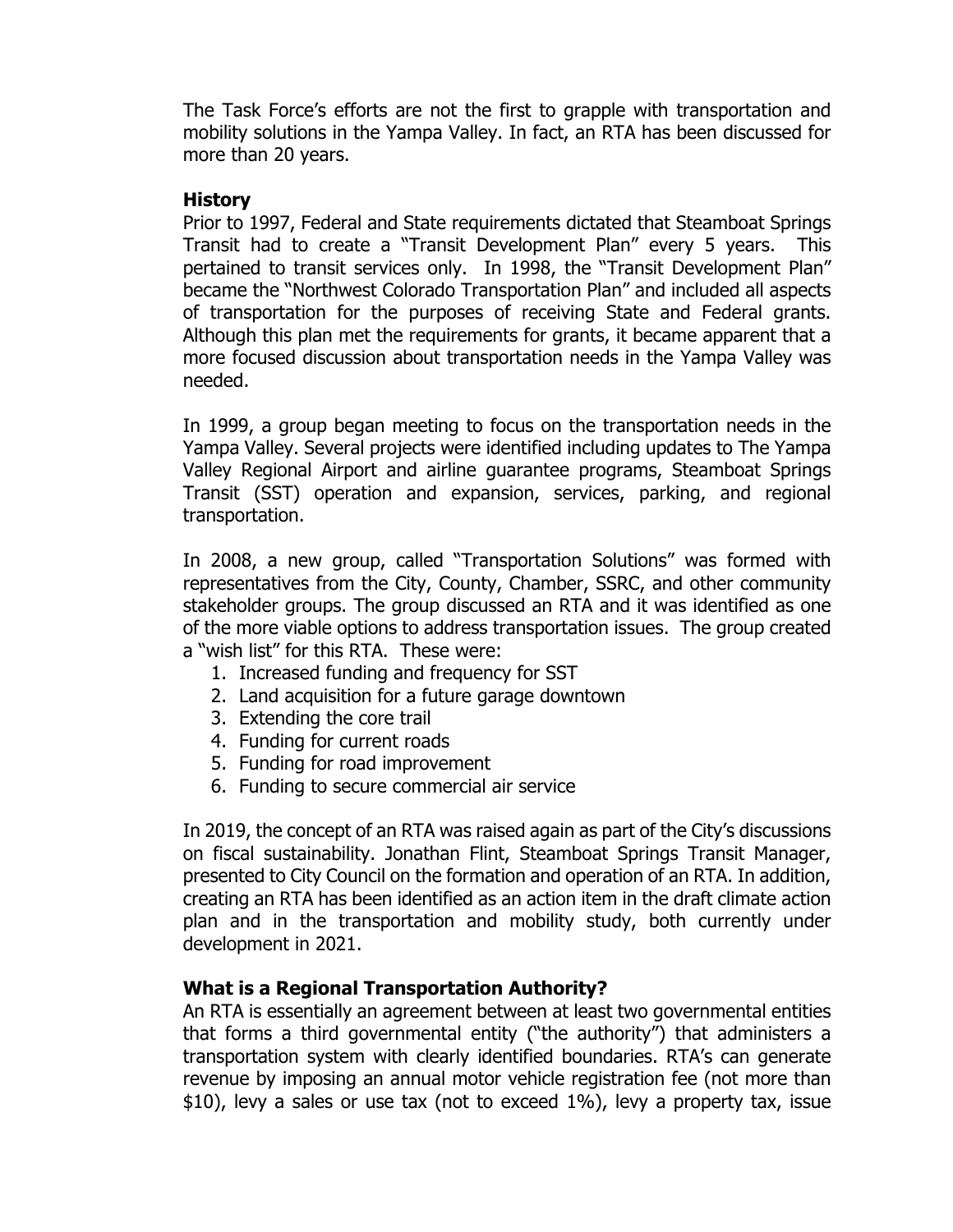The Task Force's efforts are not the first to grapple with transportation and mobility solutions in the Yampa Valley. In fact, an RTA has been discussed for more than 20 years.

### History

Prior to 1997, Federal and State requirements dictated that Steamboat Springs Transit had to create a "Transit Development Plan" every 5 years. This pertained to transit services only. In 1998, the "Transit Development Plan" became the "Northwest Colorado Transportation Plan" and included all aspects of transportation for the purposes of receiving State and Federal grants. Although this plan met the requirements for grants, it became apparent that a more focused discussion about transportation needs in the Yampa Valley was needed.

In 1999, a group began meeting to focus on the transportation needs in the Yampa Valley. Several projects were identified including updates to The Yampa Valley Regional Airport and airline guarantee programs, Steamboat Springs Transit (SST) operation and expansion, services, parking, and regional transportation.

In 2008, a new group, called "Transportation Solutions" was formed with representatives from the City, County, Chamber, SSRC, and other community stakeholder groups. The group discussed an RTA and it was identified as one of the more viable options to address transportation issues. The group created a "wish list" for this RTA. These were:

1. Increased funding and frequency for SST
2. Land acquisition for a future garage downtown
3. Extending the core trail
4. Funding for current roads
5. Funding for road improvement
6. Funding to secure commercial air service

In 2019, the concept of an RTA was raised again as part of the City's discussions on fiscal sustainability. Jonathan Flint, Steamboat Springs Transit Manager, presented to City Council on the formation and operation of an RTA. In addition, creating an RTA has been identified as an action item in the draft climate action plan and in the transportation and mobility study, both currently under development in 2021.

### What is a Regional Transportation Authority?

An RTA is essentially an agreement between at least two governmental entities that forms a third governmental entity ("the authority") that administers a transportation system with clearly identified boundaries. RTA's can generate revenue by imposing an annual motor vehicle registration fee (not more than $10), levy a sales or use tax (not to exceed 1%), levy a property tax, issue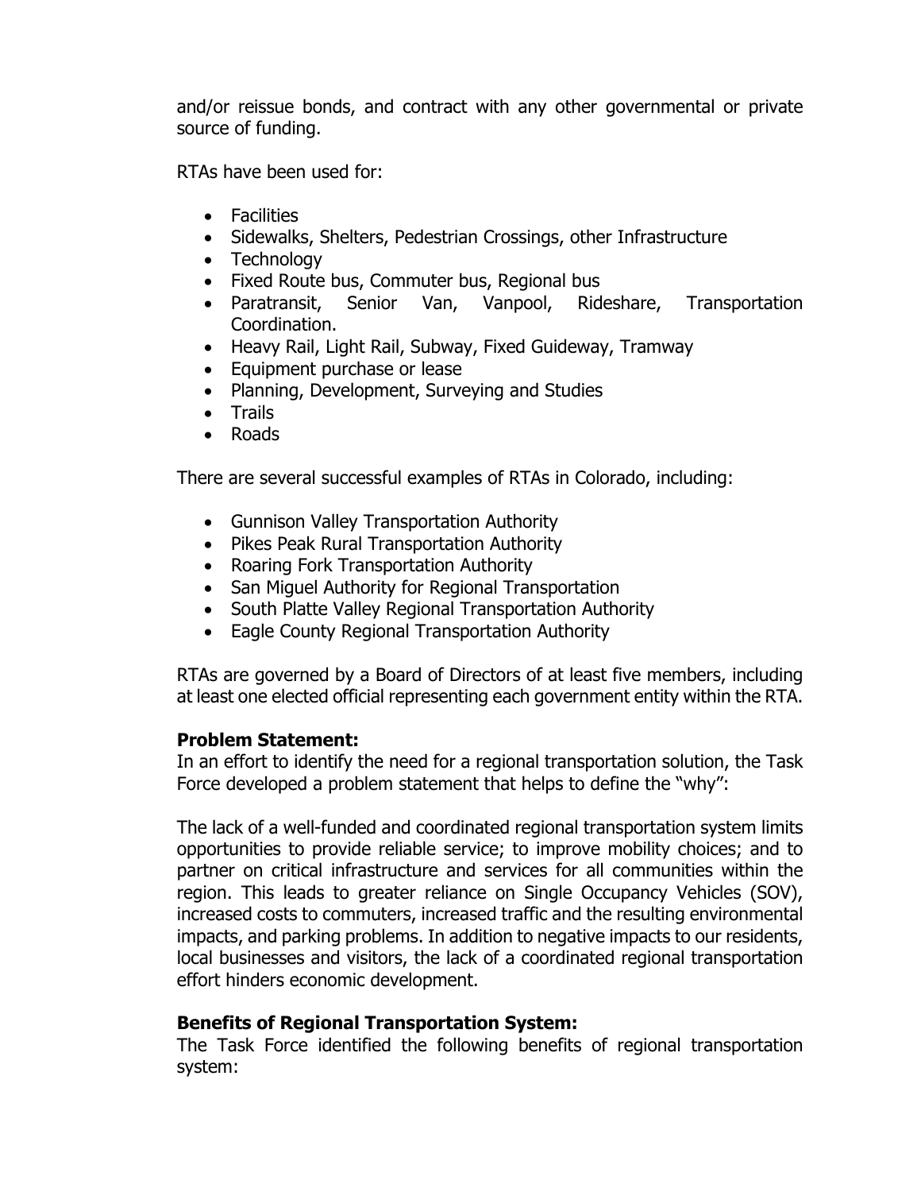and/or reissue bonds, and contract with any other governmental or private source of funding.

RTAs have been used for:

- Facilities
- Sidewalks, Shelters, Pedestrian Crossings, other Infrastructure
- Technology
- Fixed Route bus, Commuter bus, Regional bus
- Paratransit, Senior Van, Vanpool, Rideshare, Transportation Coordination.
- Heavy Rail, Light Rail, Subway, Fixed Guideway, Tramway
- Equipment purchase or lease
- Planning, Development, Surveying and Studies
- Trails
- Roads

There are several successful examples of RTAs in Colorado, including:

- Gunnison Valley Transportation Authority
- Pikes Peak Rural Transportation Authority
- Roaring Fork Transportation Authority
- San Miguel Authority for Regional Transportation
- South Platte Valley Regional Transportation Authority
- Eagle County Regional Transportation Authority

RTAs are governed by a Board of Directors of at least five members, including at least one elected official representing each government entity within the RTA.

**Problem Statement:**
In an effort to identify the need for a regional transportation solution, the Task Force developed a problem statement that helps to define the "why":

The lack of a well-funded and coordinated regional transportation system limits opportunities to provide reliable service; to improve mobility choices; and to partner on critical infrastructure and services for all communities within the region. This leads to greater reliance on Single Occupancy Vehicles (SOV), increased costs to commuters, increased traffic and the resulting environmental impacts, and parking problems. In addition to negative impacts to our residents, local businesses and visitors, the lack of a coordinated regional transportation effort hinders economic development.

**Benefits of Regional Transportation System:**
The Task Force identified the following benefits of regional transportation system: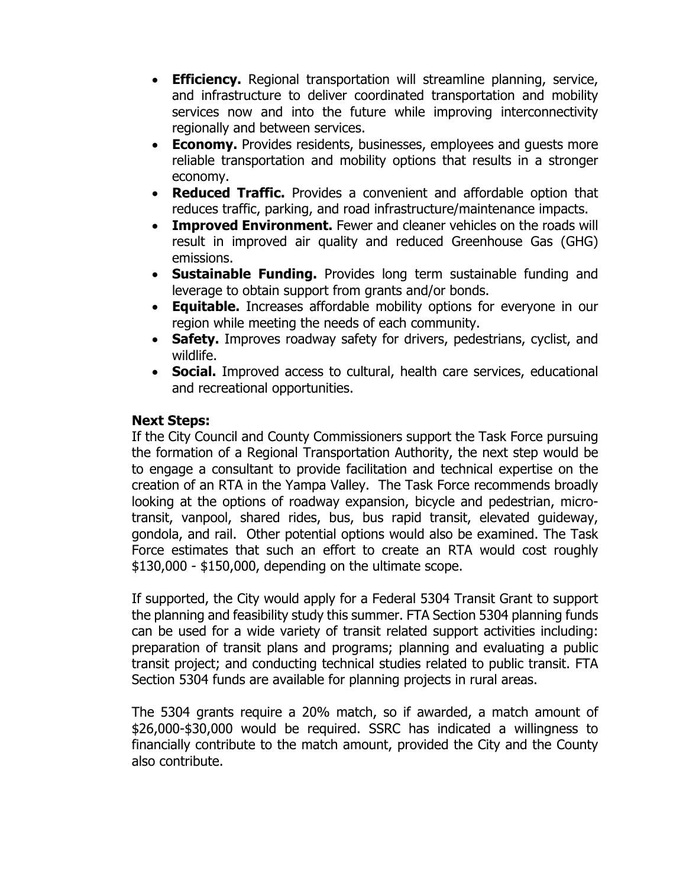- **Efficiency.** Regional transportation will streamline planning, service, and infrastructure to deliver coordinated transportation and mobility services now and into the future while improving interconnectivity regionally and between services.
- **Economy.** Provides residents, businesses, employees and guests more reliable transportation and mobility options that results in a stronger economy.
- **Reduced Traffic.** Provides a convenient and affordable option that reduces traffic, parking, and road infrastructure/maintenance impacts.
- **Improved Environment.** Fewer and cleaner vehicles on the roads will result in improved air quality and reduced Greenhouse Gas (GHG) emissions.
- **Sustainable Funding.** Provides long term sustainable funding and leverage to obtain support from grants and/or bonds.
- **Equitable.** Increases affordable mobility options for everyone in our region while meeting the needs of each community.
- **Safety.** Improves roadway safety for drivers, pedestrians, cyclist, and wildlife.
- **Social.** Improved access to cultural, health care services, educational and recreational opportunities.

**Next Steps:**

If the City Council and County Commissioners support the Task Force pursuing the formation of a Regional Transportation Authority, the next step would be to engage a consultant to provide facilitation and technical expertise on the creation of an RTA in the Yampa Valley. The Task Force recommends broadly looking at the options of roadway expansion, bicycle and pedestrian, micro-transit, vanpool, shared rides, bus, bus rapid transit, elevated guideway, gondola, and rail. Other potential options would also be examined. The Task Force estimates that such an effort to create an RTA would cost roughly $130,000 - $150,000, depending on the ultimate scope.

If supported, the City would apply for a Federal 5304 Transit Grant to support the planning and feasibility study this summer. FTA Section 5304 planning funds can be used for a wide variety of transit related support activities including: preparation of transit plans and programs; planning and evaluating a public transit project; and conducting technical studies related to public transit. FTA Section 5304 funds are available for planning projects in rural areas.

The 5304 grants require a 20% match, so if awarded, a match amount of $26,000-$30,000 would be required. SSRC has indicated a willingness to financially contribute to the match amount, provided the City and the County also contribute.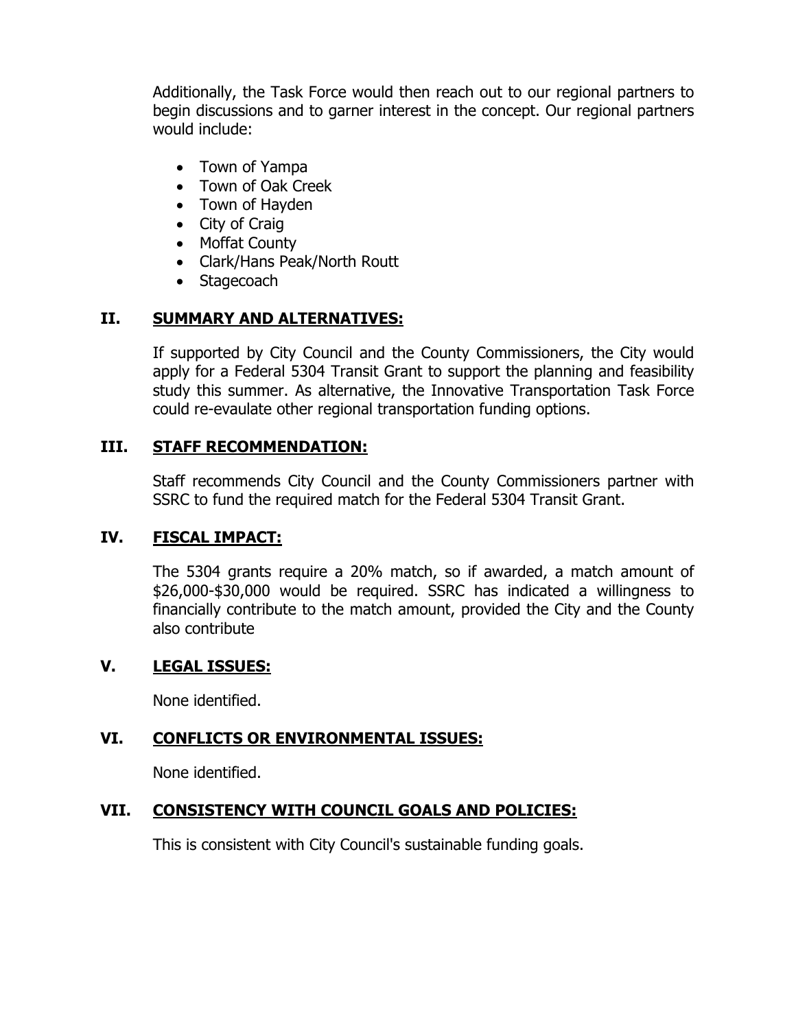Additionally, the Task Force would then reach out to our regional partners to begin discussions and to garner interest in the concept. Our regional partners would include:

- Town of Yampa
- Town of Oak Creek
- Town of Hayden
- City of Craig
- Moffat County
- Clark/Hans Peak/North Routt
- Stagecoach

## II. SUMMARY AND ALTERNATIVES:

If supported by City Council and the County Commissioners, the City would apply for a Federal 5304 Transit Grant to support the planning and feasibility study this summer. As alternative, the Innovative Transportation Task Force could re-evaulate other regional transportation funding options.

## III. STAFF RECOMMENDATION:

Staff recommends City Council and the County Commissioners partner with SSRC to fund the required match for the Federal 5304 Transit Grant.

## IV. FISCAL IMPACT:

The 5304 grants require a 20% match, so if awarded, a match amount of $26,000-$30,000 would be required. SSRC has indicated a willingness to financially contribute to the match amount, provided the City and the County also contribute

## V. LEGAL ISSUES:

None identified.

## VI. CONFLICTS OR ENVIRONMENTAL ISSUES:

None identified.

## VII. CONSISTENCY WITH COUNCIL GOALS AND POLICIES:

This is consistent with City Council's sustainable funding goals.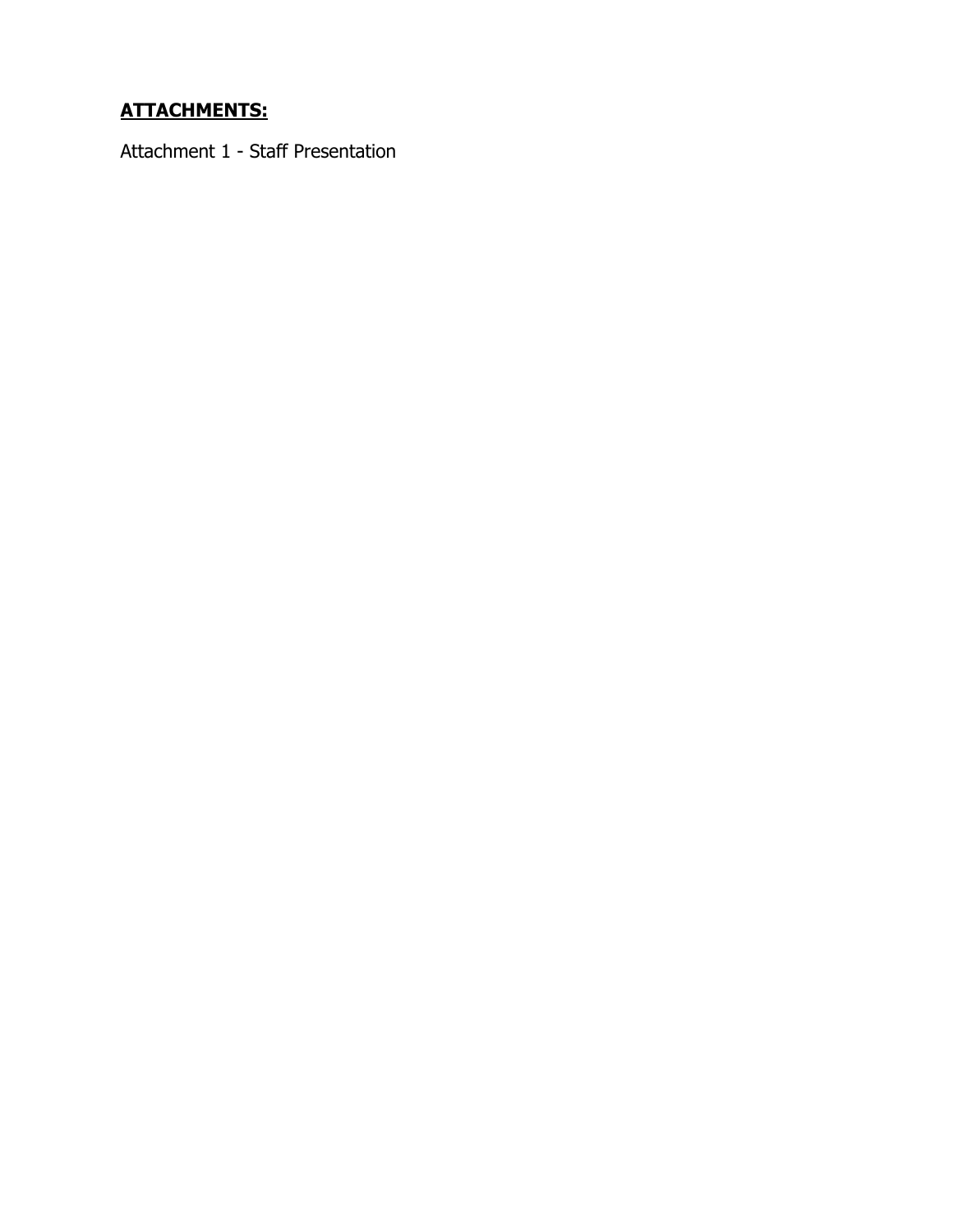**ATTACHMENTS:**

Attachment 1 - Staff Presentation